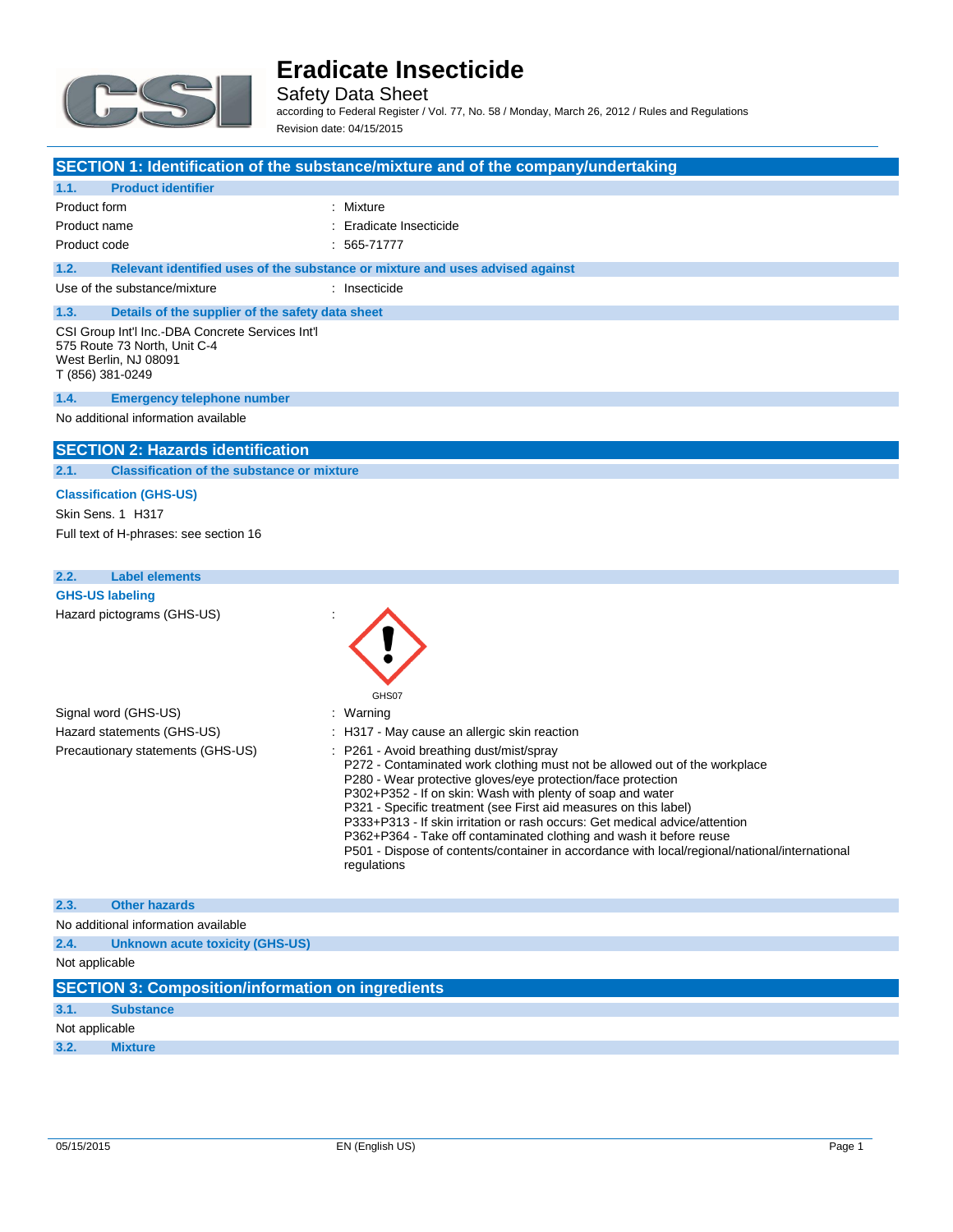# Eradicate Insecticide

Safety Data Sheet

according to Federal Register / Vol. 77, No. 58 / Monday, March 26, 2012 / Rules and Regulations

Revision date: 04/15/2015

## SECTION 1: Identification of the substance/mixture and of the company/undertaking

### 1.1. Product identifier

| | |
|---|---|
| Product form | : Mixture |
| Product name | : Eradicate Insecticide |
| Product code | : 565-71777 |

### 1.2. Relevant identified uses of the substance or mixture and uses advised against

| | |
|---|---|
| Use of the substance/mixture | : Insecticide |

### 1.3. Details of the supplier of the safety data sheet

CSI Group Int'l Inc.-DBA Concrete Services Int'l
575 Route 73 North, Unit C-4
West Berlin, NJ 08091
T (856) 381-0249

### 1.4. Emergency telephone number

No additional information available

## SECTION 2: Hazards identification

### 2.1. Classification of the substance or mixture

**Classification (GHS-US)**

Skin Sens. 1 H317

Full text of H-phrases: see section 16

### 2.2. Label elements

**GHS-US labeling**

Hazard pictograms (GHS-US) :

GHS07

Signal word (GHS-US) : Warning

Hazard statements (GHS-US) : H317 - May cause an allergic skin reaction

Precautionary statements (GHS-US) :
- P261 - Avoid breathing dust/mist/spray
- P272 - Contaminated work clothing must not be allowed out of the workplace
- P280 - Wear protective gloves/eye protection/face protection
- P302+P352 - If on skin: Wash with plenty of soap and water
- P321 - Specific treatment (see First aid measures on this label)
- P333+P313 - If skin irritation or rash occurs: Get medical advice/attention
- P362+P364 - Take off contaminated clothing and wash it before reuse
- P501 - Dispose of contents/container in accordance with local/regional/national/international regulations

### 2.3. Other hazards

No additional information available

### 2.4. Unknown acute toxicity (GHS-US)

Not applicable

## SECTION 3: Composition/information on ingredients

### 3.1. Substance

Not applicable

### 3.2. Mixture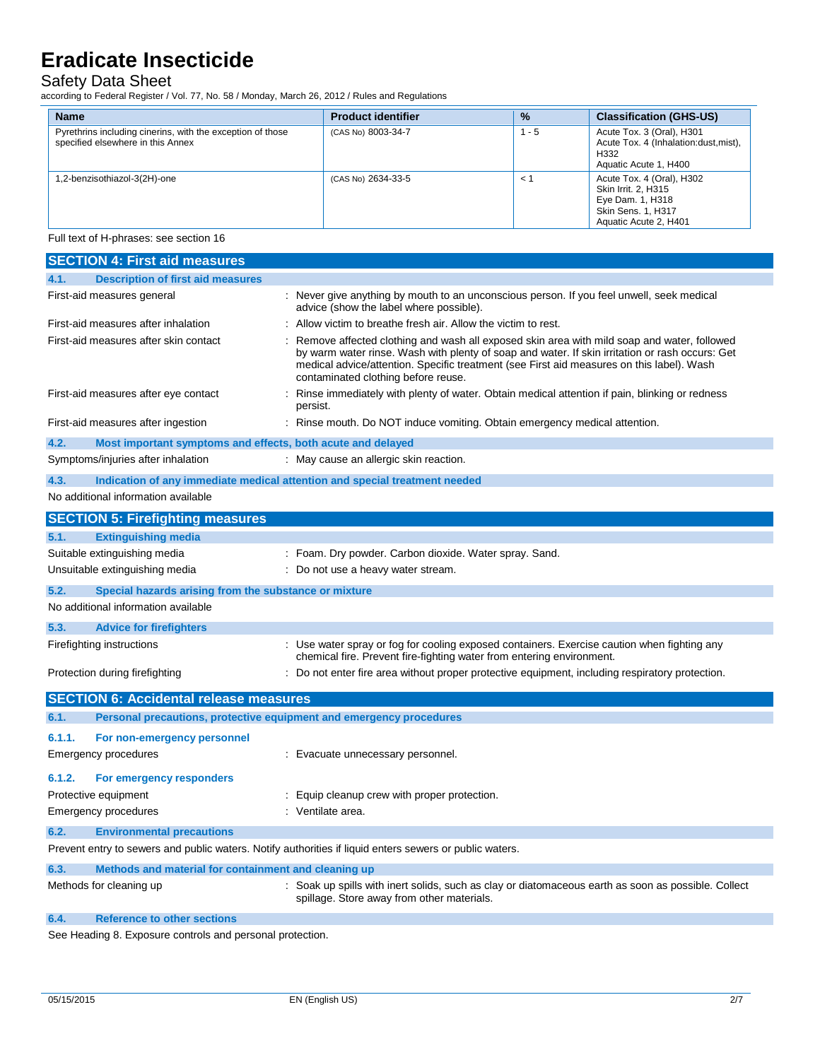| Name | Product identifier | % | Classification (GHS-US) |
|---|---|---|---|
| Pyrethrins including cinerins, with the exception of those specified elsewhere in this Annex | (CAS No) 8003-34-7 | 1 - 5 | Acute Tox. 3 (Oral), H301<br>Acute Tox. 4 (Inhalation:dust,mist), H332<br>Aquatic Acute 1, H400 |
| 1,2-benzisothiazol-3(2H)-one | (CAS No) 2634-33-5 | < 1 | Acute Tox. 4 (Oral), H302<br>Skin Irrit. 2, H315<br>Eye Dam. 1, H318<br>Skin Sens. 1, H317<br>Aquatic Acute 2, H401 |

Full text of H-phrases: see section 16

## SECTION 4: First aid measures

### 4.1. Description of first aid measures

First-aid measures general : Never give anything by mouth to an unconscious person. If you feel unwell, seek medical advice (show the label where possible).

First-aid measures after inhalation : Allow victim to breathe fresh air. Allow the victim to rest.

First-aid measures after skin contact : Remove affected clothing and wash all exposed skin area with mild soap and water, followed by warm water rinse. Wash with plenty of soap and water. If skin irritation or rash occurs: Get medical advice/attention. Specific treatment (see First aid measures on this label). Wash contaminated clothing before reuse.

First-aid measures after eye contact : Rinse immediately with plenty of water. Obtain medical attention if pain, blinking or redness persist.

First-aid measures after ingestion : Rinse mouth. Do NOT induce vomiting. Obtain emergency medical attention.

### 4.2. Most important symptoms and effects, both acute and delayed

Symptoms/injuries after inhalation : May cause an allergic skin reaction.

### 4.3. Indication of any immediate medical attention and special treatment needed

No additional information available

## SECTION 5: Firefighting measures

### 5.1. Extinguishing media

Suitable extinguishing media : Foam. Dry powder. Carbon dioxide. Water spray. Sand.

Unsuitable extinguishing media : Do not use a heavy water stream.

### 5.2. Special hazards arising from the substance or mixture

No additional information available

### 5.3. Advice for firefighters

Firefighting instructions : Use water spray or fog for cooling exposed containers. Exercise caution when fighting any chemical fire. Prevent fire-fighting water from entering environment.

Protection during firefighting : Do not enter fire area without proper protective equipment, including respiratory protection.

## SECTION 6: Accidental release measures

### 6.1. Personal precautions, protective equipment and emergency procedures

#### 6.1.1. For non-emergency personnel

Emergency procedures : Evacuate unnecessary personnel.

#### 6.1.2. For emergency responders

Protective equipment : Equip cleanup crew with proper protection.

Emergency procedures : Ventilate area.

### 6.2. Environmental precautions

Prevent entry to sewers and public waters. Notify authorities if liquid enters sewers or public waters.

### 6.3. Methods and material for containment and cleaning up

Methods for cleaning up : Soak up spills with inert solids, such as clay or diatomaceous earth as soon as possible. Collect spillage. Store away from other materials.

### 6.4. Reference to other sections

See Heading 8. Exposure controls and personal protection.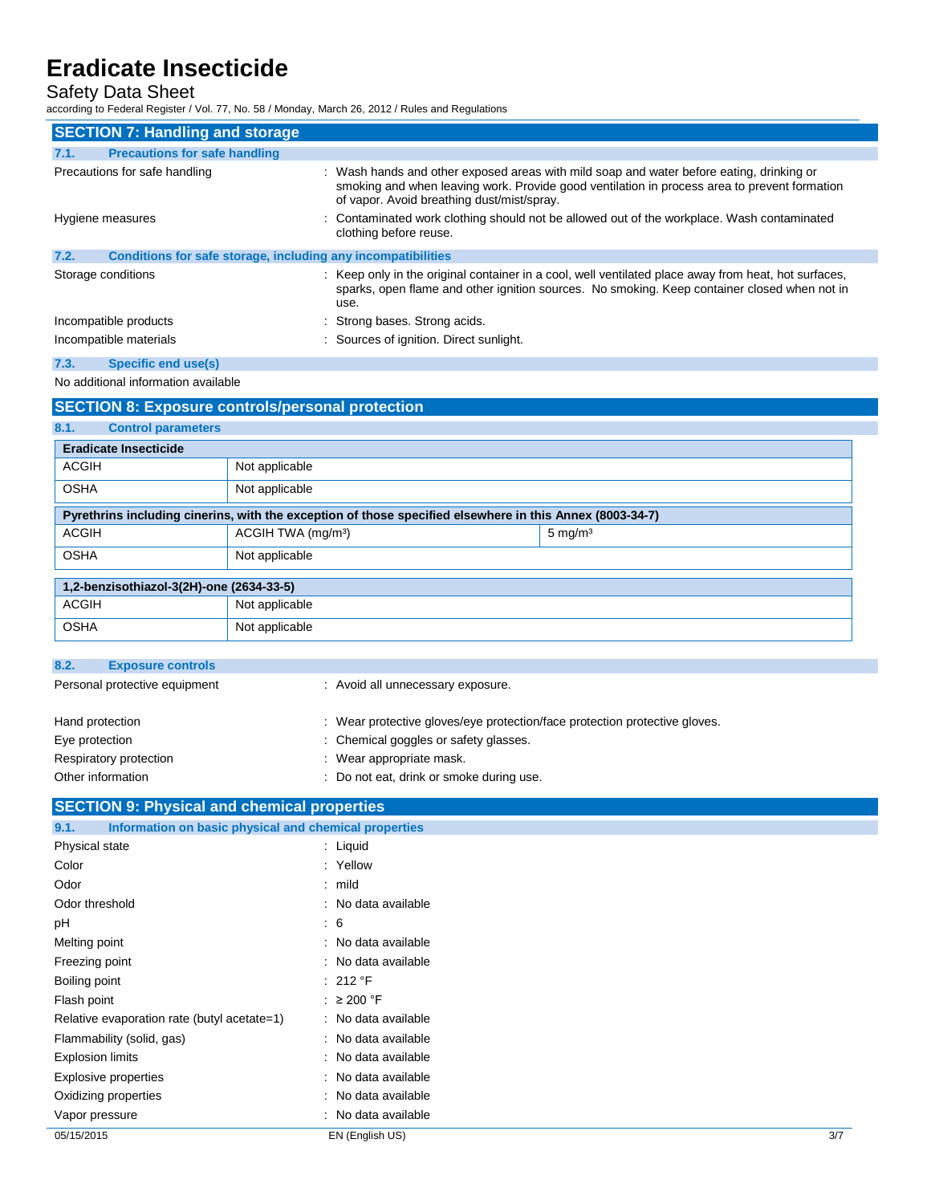## SECTION 7: Handling and storage

### 7.1. Precautions for safe handling

| | |
|---|---|
| Precautions for safe handling | : Wash hands and other exposed areas with mild soap and water before eating, drinking or smoking and when leaving work. Provide good ventilation in process area to prevent formation of vapor. Avoid breathing dust/mist/spray. |
| Hygiene measures | : Contaminated work clothing should not be allowed out of the workplace. Wash contaminated clothing before reuse. |

### 7.2. Conditions for safe storage, including any incompatibilities

| | |
|---|---|
| Storage conditions | : Keep only in the original container in a cool, well ventilated place away from heat, hot surfaces, sparks, open flame and other ignition sources. No smoking. Keep container closed when not in use. |
| Incompatible products | : Strong bases. Strong acids. |
| Incompatible materials | : Sources of ignition. Direct sunlight. |

### 7.3. Specific end use(s)

No additional information available

## SECTION 8: Exposure controls/personal protection

### 8.1. Control parameters

| Eradicate Insecticide | | |
|---|---|---|
| ACGIH | Not applicable | |
| OSHA | Not applicable | |

| Pyrethrins including cinerins, with the exception of those specified elsewhere in this Annex (8003-34-7) | | |
|---|---|---|
| ACGIH | ACGIH TWA (mg/m³) | 5 mg/m³ |
| OSHA | Not applicable | |

| 1,2-benzisothiazol-3(2H)-one (2634-33-5) | | |
|---|---|---|
| ACGIH | Not applicable | |
| OSHA | Not applicable | |

### 8.2. Exposure controls

| | |
|---|---|
| Personal protective equipment | : Avoid all unnecessary exposure. |
| Hand protection | : Wear protective gloves/eye protection/face protection protective gloves. |
| Eye protection | : Chemical goggles or safety glasses. |
| Respiratory protection | : Wear appropriate mask. |
| Other information | : Do not eat, drink or smoke during use. |

## SECTION 9: Physical and chemical properties

### 9.1. Information on basic physical and chemical properties

| | |
|---|---|
| Physical state | : Liquid |
| Color | : Yellow |
| Odor | : mild |
| Odor threshold | : No data available |
| pH | : 6 |
| Melting point | : No data available |
| Freezing point | : No data available |
| Boiling point | : 212 °F |
| Flash point | : ≥ 200 °F |
| Relative evaporation rate (butyl acetate=1) | : No data available |
| Flammability (solid, gas) | : No data available |
| Explosion limits | : No data available |
| Explosive properties | : No data available |
| Oxidizing properties | : No data available |
| Vapor pressure | : No data available |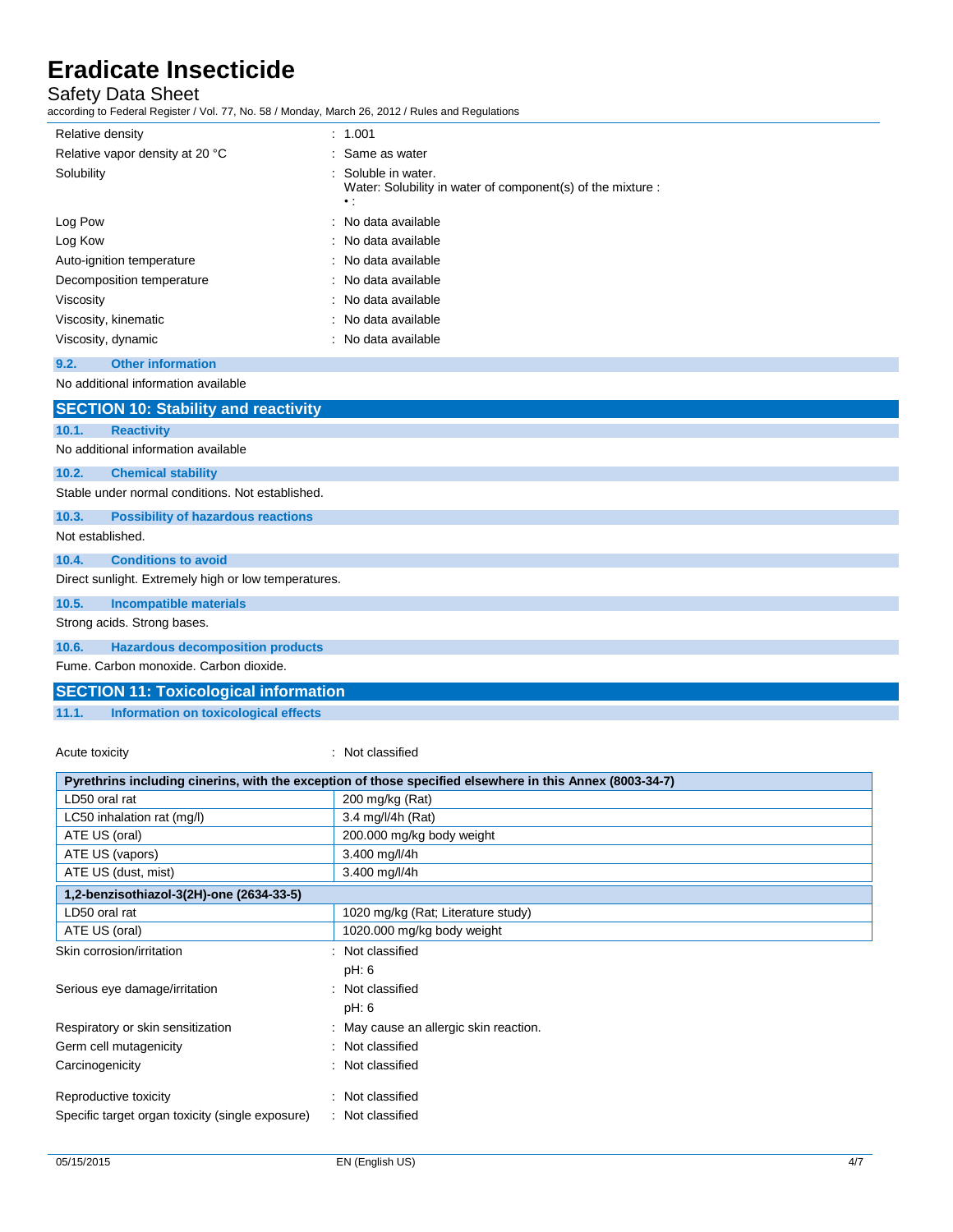| | |
|---|---|
| Relative density | : 1.001 |
| Relative vapor density at 20 °C | : Same as water |
| Solubility | : Soluble in water.<br>Water: Solubility in water of component(s) of the mixture :<br>• : |
| Log Pow | : No data available |
| Log Kow | : No data available |
| Auto-ignition temperature | : No data available |
| Decomposition temperature | : No data available |
| Viscosity | : No data available |
| Viscosity, kinematic | : No data available |
| Viscosity, dynamic | : No data available |

### 9.2. Other information

No additional information available

## SECTION 10: Stability and reactivity

### 10.1. Reactivity

No additional information available

### 10.2. Chemical stability

Stable under normal conditions. Not established.

### 10.3. Possibility of hazardous reactions

Not established.

### 10.4. Conditions to avoid

Direct sunlight. Extremely high or low temperatures.

### 10.5. Incompatible materials

Strong acids. Strong bases.

### 10.6. Hazardous decomposition products

Fume. Carbon monoxide. Carbon dioxide.

## SECTION 11: Toxicological information

### 11.1. Information on toxicological effects

Acute toxicity : Not classified

| Pyrethrins including cinerins, with the exception of those specified elsewhere in this Annex (8003-34-7) | |
|---|---|
| LD50 oral rat | 200 mg/kg (Rat) |
| LC50 inhalation rat (mg/l) | 3.4 mg/l/4h (Rat) |
| ATE US (oral) | 200.000 mg/kg body weight |
| ATE US (vapors) | 3.400 mg/l/4h |
| ATE US (dust, mist) | 3.400 mg/l/4h |

| 1,2-benzisothiazol-3(2H)-one (2634-33-5) | |
|---|---|
| LD50 oral rat | 1020 mg/kg (Rat; Literature study) |
| ATE US (oral) | 1020.000 mg/kg body weight |

| | |
|---|---|
| Skin corrosion/irritation | : Not classified<br>pH: 6 |
| Serious eye damage/irritation | : Not classified<br>pH: 6 |
| Respiratory or skin sensitization | : May cause an allergic skin reaction. |
| Germ cell mutagenicity | : Not classified |
| Carcinogenicity | : Not classified |
| Reproductive toxicity | : Not classified |
| Specific target organ toxicity (single exposure) | : Not classified |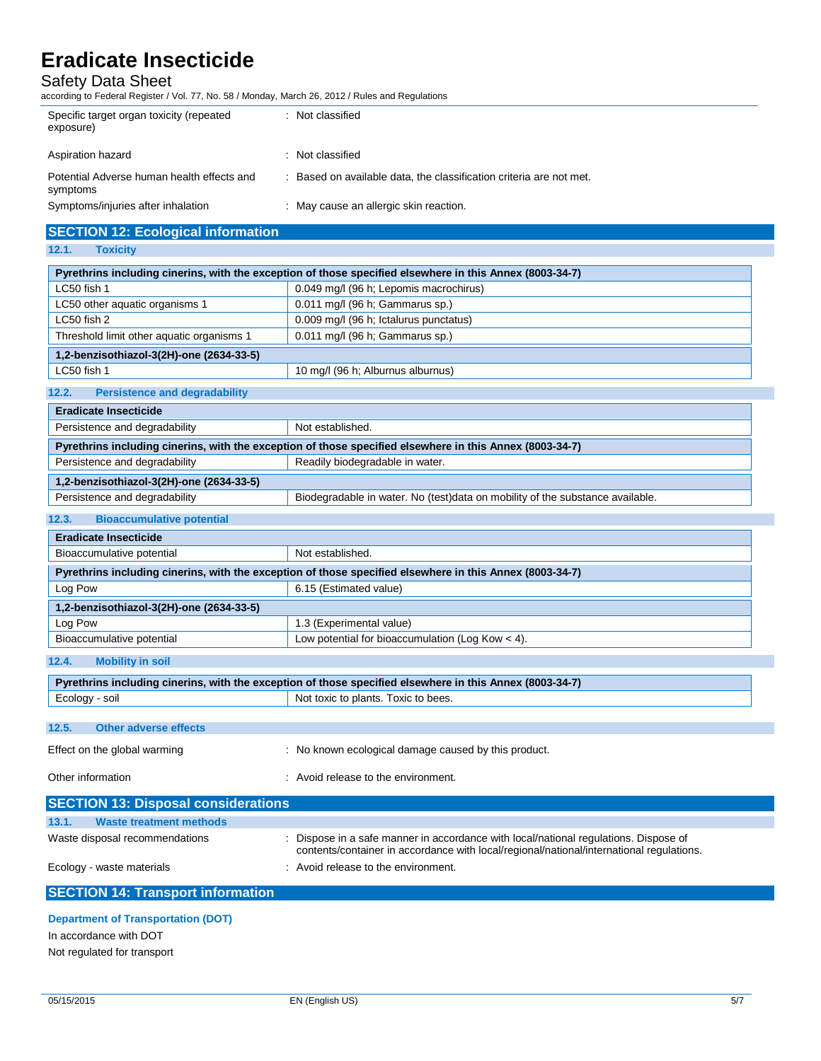| | |
|---|---|
| Specific target organ toxicity (repeated exposure) | : Not classified |
| Aspiration hazard | : Not classified |
| Potential Adverse human health effects and symptoms | : Based on available data, the classification criteria are not met. |
| Symptoms/injuries after inhalation | : May cause an allergic skin reaction. |

## SECTION 12: Ecological information

### 12.1. Toxicity

| Pyrethrins including cinerins, with the exception of those specified elsewhere in this Annex (8003-34-7) | |
|---|---|
| LC50 fish 1 | 0.049 mg/l (96 h; Lepomis macrochirus) |
| LC50 other aquatic organisms 1 | 0.011 mg/l (96 h; Gammarus sp.) |
| LC50 fish 2 | 0.009 mg/l (96 h; Ictalurus punctatus) |
| Threshold limit other aquatic organisms 1 | 0.011 mg/l (96 h; Gammarus sp.) |
| **1,2-benzisothiazol-3(2H)-one (2634-33-5)** | |
| LC50 fish 1 | 10 mg/l (96 h; Alburnus alburnus) |

### 12.2. Persistence and degradability

| Eradicate Insecticide | |
|---|---|
| Persistence and degradability | Not established. |
| **Pyrethrins including cinerins, with the exception of those specified elsewhere in this Annex (8003-34-7)** | |
| Persistence and degradability | Readily biodegradable in water. |
| **1,2-benzisothiazol-3(2H)-one (2634-33-5)** | |
| Persistence and degradability | Biodegradable in water. No (test)data on mobility of the substance available. |

### 12.3. Bioaccumulative potential

| Eradicate Insecticide | |
|---|---|
| Bioaccumulative potential | Not established. |
| **Pyrethrins including cinerins, with the exception of those specified elsewhere in this Annex (8003-34-7)** | |
| Log Pow | 6.15 (Estimated value) |
| **1,2-benzisothiazol-3(2H)-one (2634-33-5)** | |
| Log Pow | 1.3 (Experimental value) |
| Bioaccumulative potential | Low potential for bioaccumulation (Log Kow < 4). |

### 12.4. Mobility in soil

| Pyrethrins including cinerins, with the exception of those specified elsewhere in this Annex (8003-34-7) | |
|---|---|
| Ecology - soil | Not toxic to plants. Toxic to bees. |

### 12.5. Other adverse effects

| | |
|---|---|
| Effect on the global warming | : No known ecological damage caused by this product. |
| Other information | : Avoid release to the environment. |

## SECTION 13: Disposal considerations

### 13.1. Waste treatment methods

| | |
|---|---|
| Waste disposal recommendations | : Dispose in a safe manner in accordance with local/national regulations. Dispose of contents/container in accordance with local/regional/national/international regulations. |
| Ecology - waste materials | : Avoid release to the environment. |

## SECTION 14: Transport information

**Department of Transportation (DOT)**

In accordance with DOT

Not regulated for transport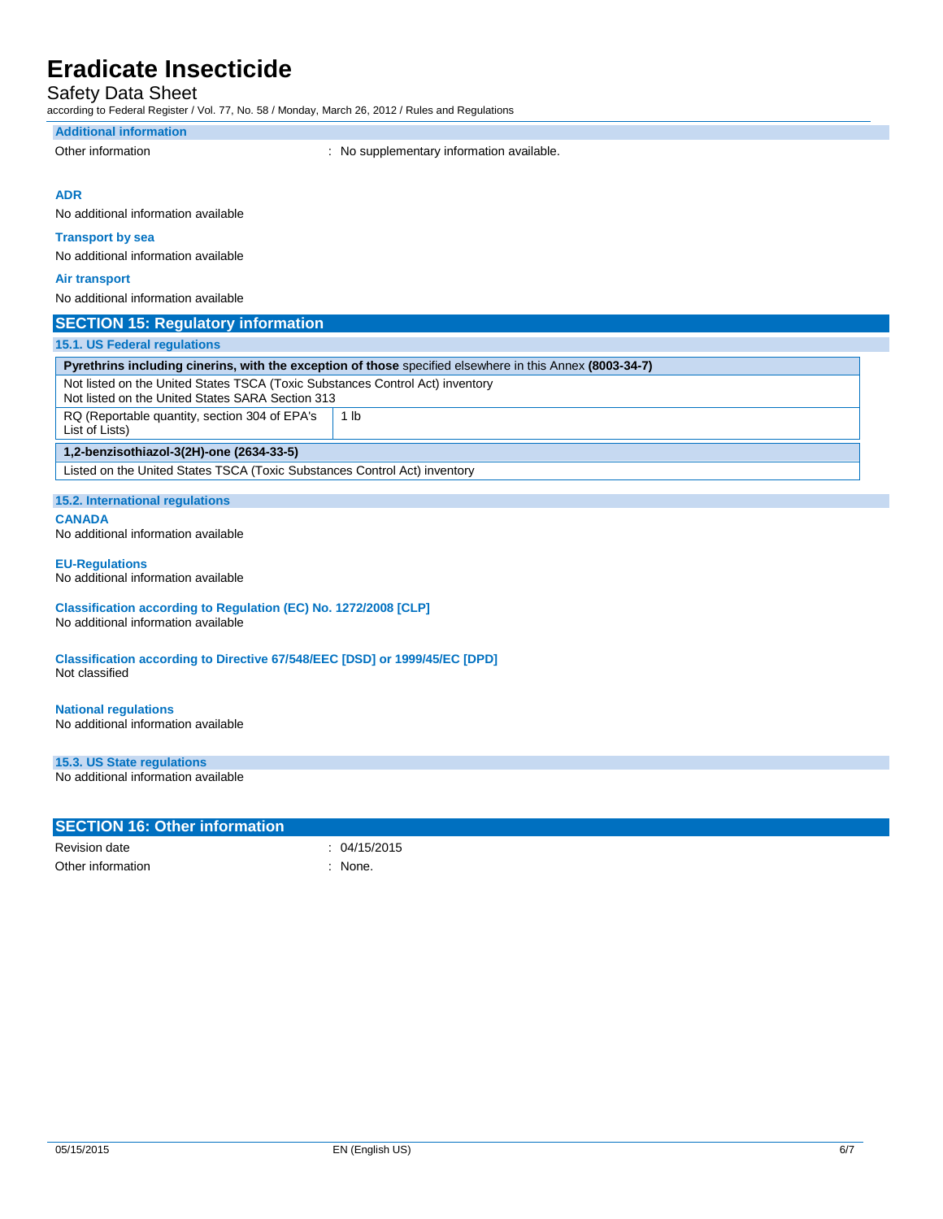### Additional information

Other information : No supplementary information available.

**ADR**

No additional information available

**Transport by sea**

No additional information available

**Air transport**

No additional information available

## SECTION 15: Regulatory information

### 15.1. US Federal regulations

| **Pyrethrins including cinerins, with the exception of those** specified elsewhere in this Annex **(8003-34-7)** | |
|---|---|
| Not listed on the United States TSCA (Toxic Substances Control Act) inventory<br>Not listed on the United States SARA Section 313 | |
| RQ (Reportable quantity, section 304 of EPA's List of Lists) | 1 lb |

| **1,2-benzisothiazol-3(2H)-one (2634-33-5)** |
|---|
| Listed on the United States TSCA (Toxic Substances Control Act) inventory |

### 15.2. International regulations

**CANADA**

No additional information available

**EU-Regulations**

No additional information available

**Classification according to Regulation (EC) No. 1272/2008 [CLP]**

No additional information available

**Classification according to Directive 67/548/EEC [DSD] or 1999/45/EC [DPD]**

Not classified

**National regulations**

No additional information available

### 15.3. US State regulations

No additional information available

## SECTION 16: Other information

Revision date : 04/15/2015

Other information : None.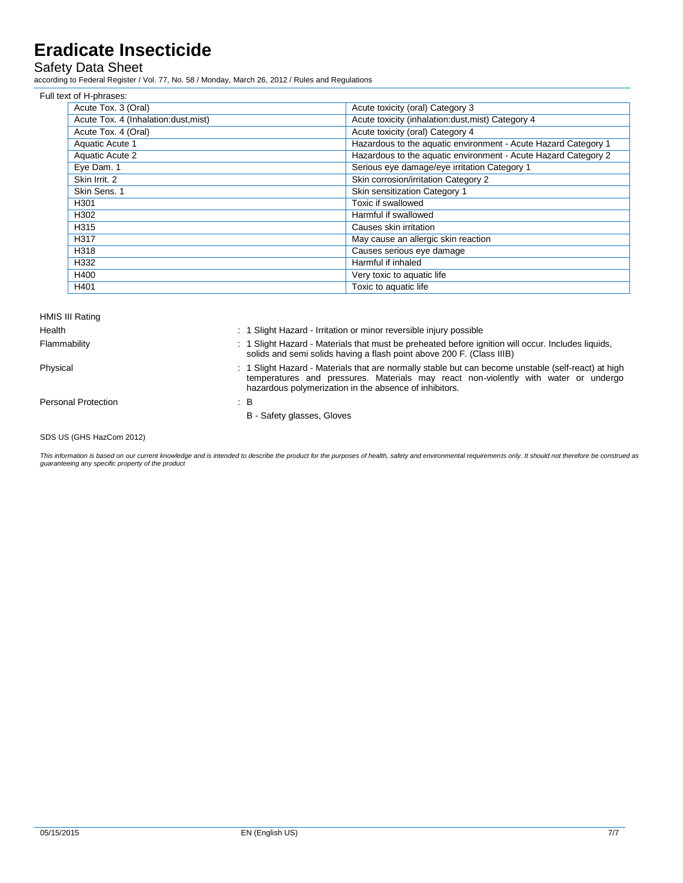Full text of H-phrases:

| | |
|---|---|
| Acute Tox. 3 (Oral) | Acute toxicity (oral) Category 3 |
| Acute Tox. 4 (Inhalation:dust,mist) | Acute toxicity (inhalation:dust,mist) Category 4 |
| Acute Tox. 4 (Oral) | Acute toxicity (oral) Category 4 |
| Aquatic Acute 1 | Hazardous to the aquatic environment - Acute Hazard Category 1 |
| Aquatic Acute 2 | Hazardous to the aquatic environment - Acute Hazard Category 2 |
| Eye Dam. 1 | Serious eye damage/eye irritation Category 1 |
| Skin Irrit. 2 | Skin corrosion/irritation Category 2 |
| Skin Sens. 1 | Skin sensitization Category 1 |
| H301 | Toxic if swallowed |
| H302 | Harmful if swallowed |
| H315 | Causes skin irritation |
| H317 | May cause an allergic skin reaction |
| H318 | Causes serious eye damage |
| H332 | Harmful if inhaled |
| H400 | Very toxic to aquatic life |
| H401 | Toxic to aquatic life |

HMIS III Rating

Health : 1 Slight Hazard - Irritation or minor reversible injury possible

Flammability : 1 Slight Hazard - Materials that must be preheated before ignition will occur. Includes liquids, solids and semi solids having a flash point above 200 F. (Class IIIB)

Physical : 1 Slight Hazard - Materials that are normally stable but can become unstable (self-react) at high temperatures and pressures. Materials may react non-violently with water or undergo hazardous polymerization in the absence of inhibitors.

Personal Protection : B

B - Safety glasses, Gloves

SDS US (GHS HazCom 2012)

*This information is based on our current knowledge and is intended to describe the product for the purposes of health, safety and environmental requirements only. It should not therefore be construed as guaranteeing any specific property of the product*